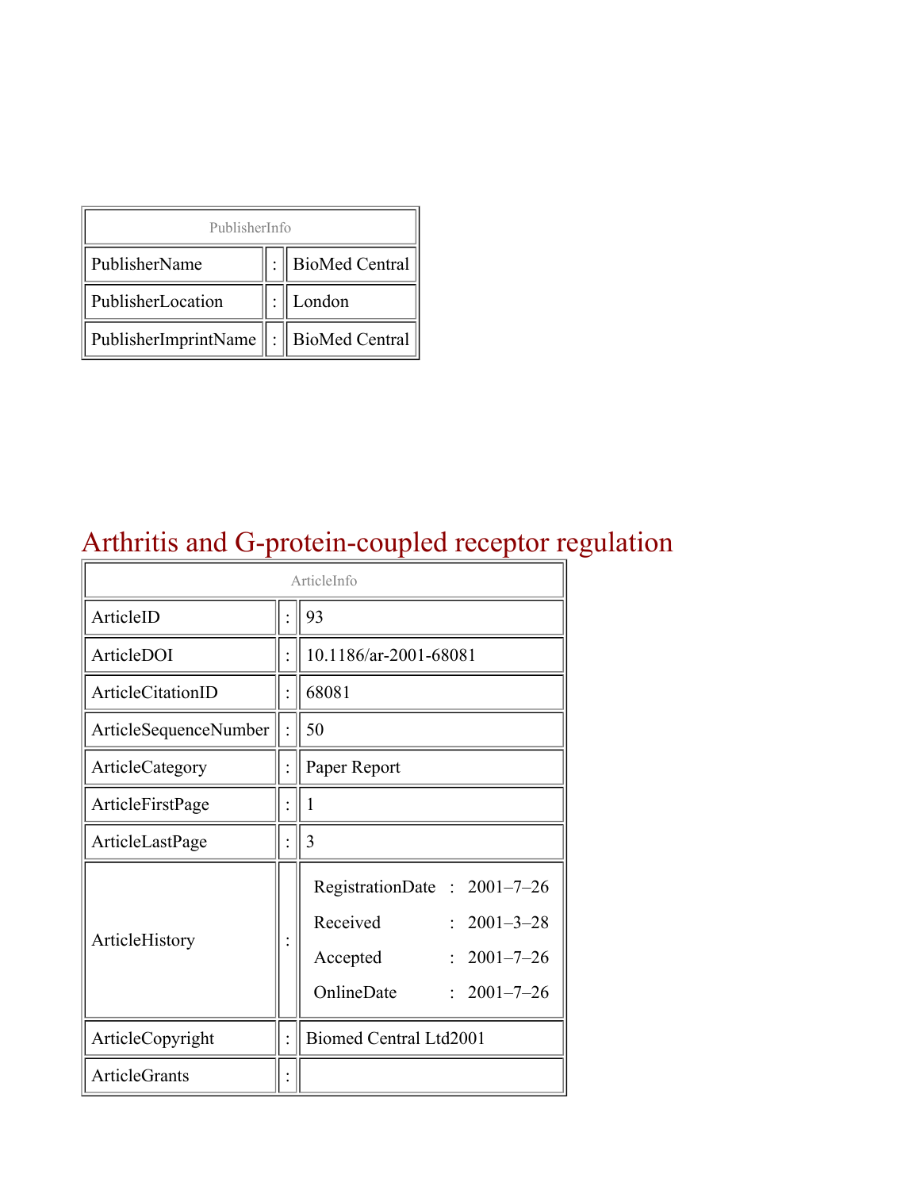| PublisherInfo | | |
|---|---|---|
| PublisherName | : | BioMed Central |
| PublisherLocation | : | London |
| PublisherImprintName | : | BioMed Central |

# Arthritis and G-protein-coupled receptor regulation

| ArticleInfo | | |
|---|---|---|
| ArticleID | : | 93 |
| ArticleDOI | : | 10.1186/ar-2001-68081 |
| ArticleCitationID | : | 68081 |
| ArticleSequenceNumber | : | 50 |
| ArticleCategory | : | Paper Report |
| ArticleFirstPage | : | 1 |
| ArticleLastPage | : | 3 |
| ArticleHistory | : | RegistrationDate : 2001–7–26<br>Received : 2001–3–28<br>Accepted : 2001–7–26<br>OnlineDate : 2001–7–26 |
| ArticleCopyright | : | Biomed Central Ltd2001 |
| ArticleGrants | : | |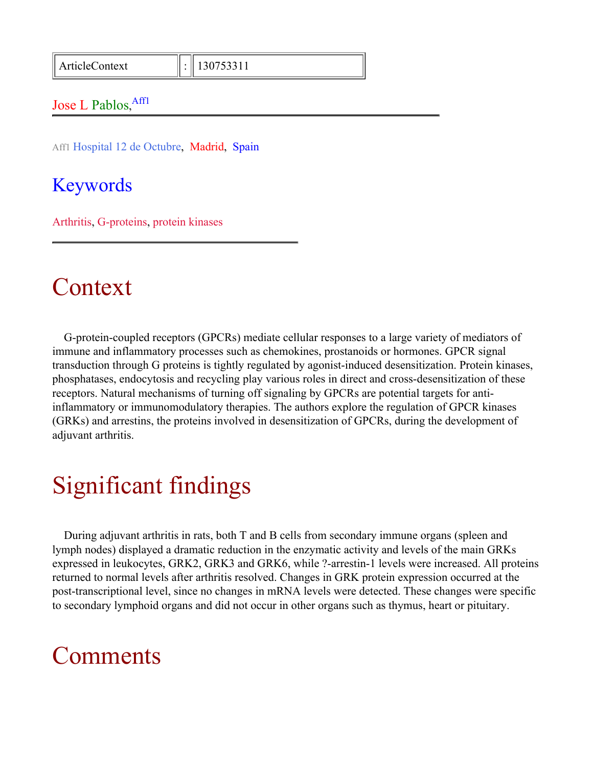| ArticleContext | : | 130753311 |
|---|---|---|

Jose L Pablos,[Aff1]

Aff1 Hospital 12 de Octubre, Madrid, Spain

## Keywords

Arthritis, G-proteins, protein kinases

# Context

G-protein-coupled receptors (GPCRs) mediate cellular responses to a large variety of mediators of immune and inflammatory processes such as chemokines, prostanoids or hormones. GPCR signal transduction through G proteins is tightly regulated by agonist-induced desensitization. Protein kinases, phosphatases, endocytosis and recycling play various roles in direct and cross-desensitization of these receptors. Natural mechanisms of turning off signaling by GPCRs are potential targets for anti-inflammatory or immunomodulatory therapies. The authors explore the regulation of GPCR kinases (GRKs) and arrestins, the proteins involved in desensitization of GPCRs, during the development of adjuvant arthritis.

# Significant findings

During adjuvant arthritis in rats, both T and B cells from secondary immune organs (spleen and lymph nodes) displayed a dramatic reduction in the enzymatic activity and levels of the main GRKs expressed in leukocytes, GRK2, GRK3 and GRK6, while ?-arrestin-1 levels were increased. All proteins returned to normal levels after arthritis resolved. Changes in GRK protein expression occurred at the post-transcriptional level, since no changes in mRNA levels were detected. These changes were specific to secondary lymphoid organs and did not occur in other organs such as thymus, heart or pituitary.

# Comments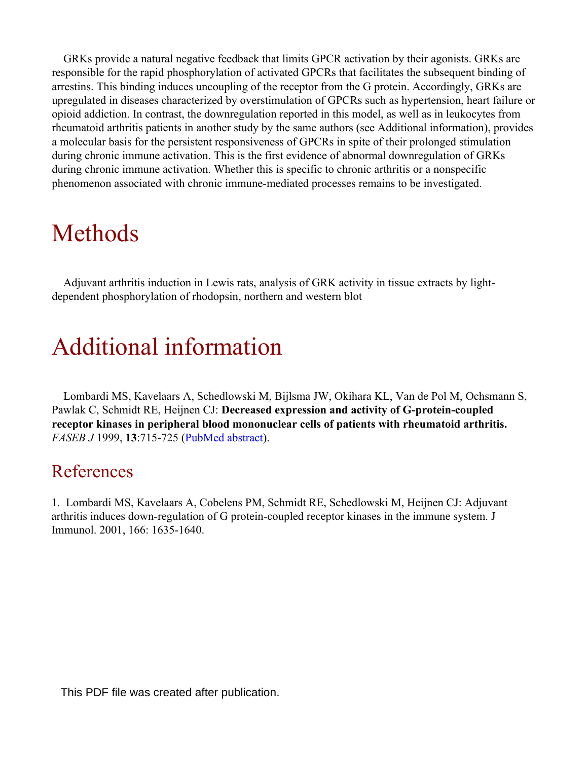GRKs provide a natural negative feedback that limits GPCR activation by their agonists. GRKs are responsible for the rapid phosphorylation of activated GPCRs that facilitates the subsequent binding of arrestins. This binding induces uncoupling of the receptor from the G protein. Accordingly, GRKs are upregulated in diseases characterized by overstimulation of GPCRs such as hypertension, heart failure or opioid addiction. In contrast, the downregulation reported in this model, as well as in leukocytes from rheumatoid arthritis patients in another study by the same authors (see Additional information), provides a molecular basis for the persistent responsiveness of GPCRs in spite of their prolonged stimulation during chronic immune activation. This is the first evidence of abnormal downregulation of GRKs during chronic immune activation. Whether this is specific to chronic arthritis or a nonspecific phenomenon associated with chronic immune-mediated processes remains to be investigated.

# Methods

Adjuvant arthritis induction in Lewis rats, analysis of GRK activity in tissue extracts by light-dependent phosphorylation of rhodopsin, northern and western blot

# Additional information

Lombardi MS, Kavelaars A, Schedlowski M, Bijlsma JW, Okihara KL, Van de Pol M, Ochsmann S, Pawlak C, Schmidt RE, Heijnen CJ: **Decreased expression and activity of G-protein-coupled receptor kinases in peripheral blood mononuclear cells of patients with rheumatoid arthritis.** *FASEB J* 1999, **13**:715-725 (PubMed abstract).

## References

1. Lombardi MS, Kavelaars A, Cobelens PM, Schmidt RE, Schedlowski M, Heijnen CJ: Adjuvant arthritis induces down-regulation of G protein-coupled receptor kinases in the immune system. J Immunol. 2001, 166: 1635-1640.

This PDF file was created after publication.